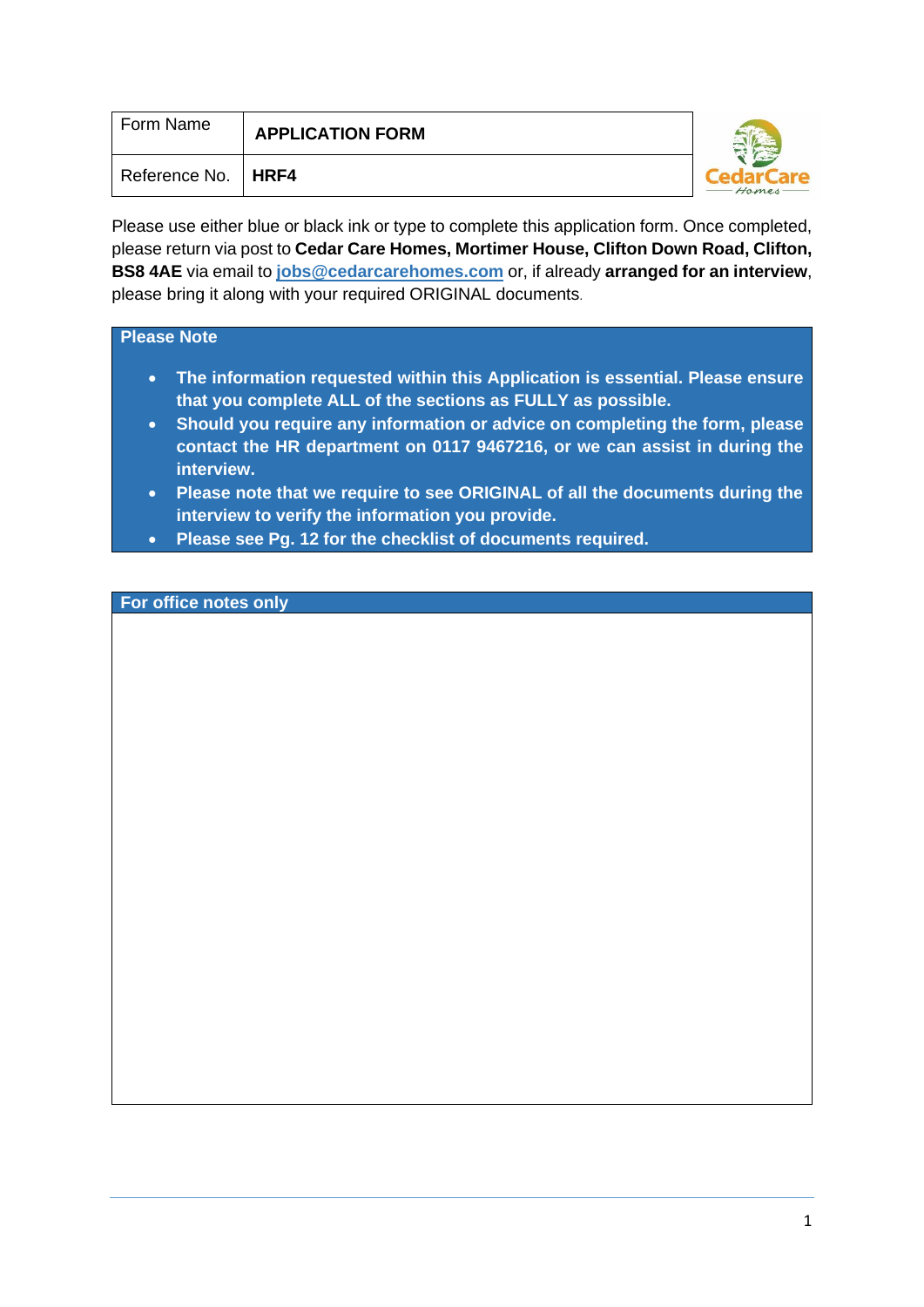| Form Name | APPLICATION FORM |
| --- | --- |
| Reference No. | **HRF4** |

Please use either blue or black ink or type to complete this application form. Once completed, please return via post to **Cedar Care Homes, Mortimer House, Clifton Down Road, Clifton, BS8 4AE** via email to **jobs@cedarcarehomes.com** or, if already **arranged for an interview**, please bring it along with your required ORIGINAL documents.

**Please Note**

- **The information requested within this Application is essential. Please ensure that you complete ALL of the sections as FULLY as possible.**
- **Should you require any information or advice on completing the form, please contact the HR department on 0117 9467216, or we can assist in during the interview.**
- **Please note that we require to see ORIGINAL of all the documents during the interview to verify the information you provide.**
- **Please see Pg. 12 for the checklist of documents required.**

**For office notes only**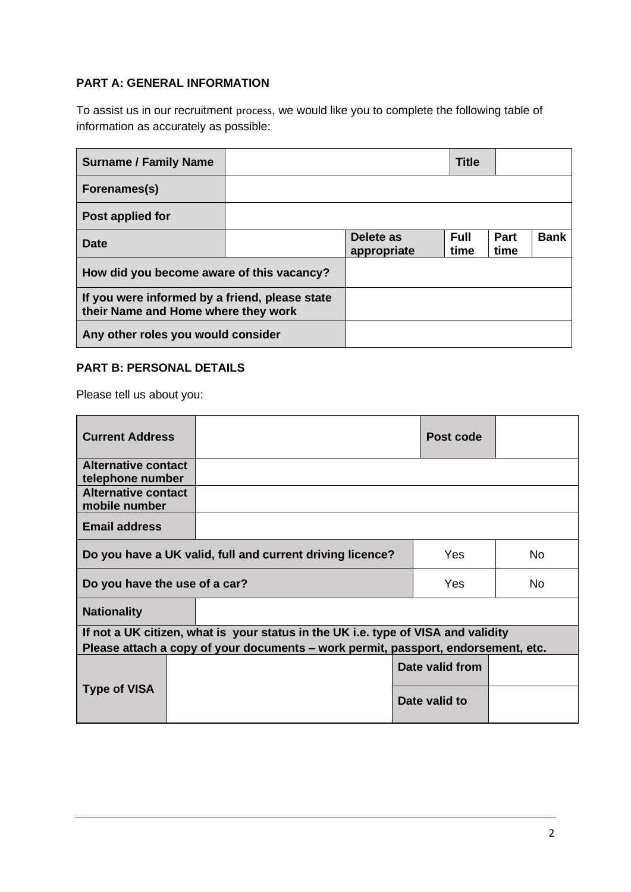**PART A: GENERAL INFORMATION**

To assist us in our recruitment process, we would like you to complete the following table of information as accurately as possible:

| **Surname / Family Name** | | | **Title** | | |
|---|---|---|---|---|---|
| **Forenames(s)** | | | | | |
| **Post applied for** | | | | | |
| **Date** | | **Delete as appropriate** | **Full time** | **Part time** | **Bank** |
| **How did you become aware of this vacancy?** | | | | | |
| **If you were informed by a friend, please state their Name and Home where they work** | | | | | |
| **Any other roles you would consider** | | | | | |

**PART B: PERSONAL DETAILS**

Please tell us about you:

| **Current Address** | | **Post code** | |
|---|---|---|---|
| **Alternative contact telephone number** | | | |
| **Alternative contact mobile number** | | | |
| **Email address** | | | |
| **Do you have a UK valid, full and current driving licence?** | | Yes | No |
| **Do you have the use of a car?** | | Yes | No |
| **Nationality** | | | |
| **If not a UK citizen, what is your status in the UK i.e. type of VISA and validity**<br>**Please attach a copy of your documents – work permit, passport, endorsement, etc.** | | | |
| **Type of VISA** | | **Date valid from** | |
| | | **Date valid to** | |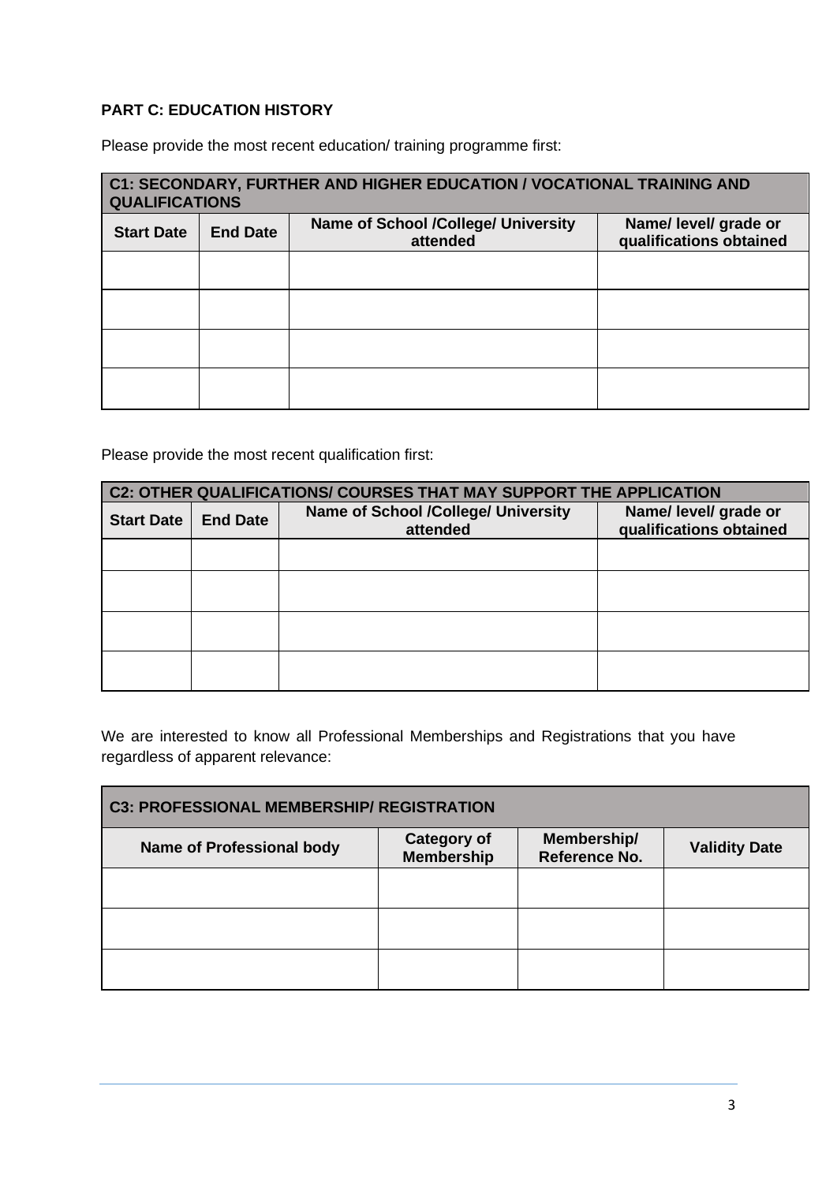**PART C: EDUCATION HISTORY**

Please provide the most recent education/ training programme first:

| C1: SECONDARY, FURTHER AND HIGHER EDUCATION / VOCATIONAL TRAINING AND QUALIFICATIONS | | | |
|---|---|---|---|
| **Start Date** | **End Date** | **Name of School /College/ University attended** | **Name/ level/ grade or qualifications obtained** |
| | | | |
| | | | |
| | | | |
| | | | |

Please provide the most recent qualification first:

| C2: OTHER QUALIFICATIONS/ COURSES THAT MAY SUPPORT THE APPLICATION | | | |
|---|---|---|---|
| **Start Date** | **End Date** | **Name of School /College/ University attended** | **Name/ level/ grade or qualifications obtained** |
| | | | |
| | | | |
| | | | |
| | | | |

We are interested to know all Professional Memberships and Registrations that you have regardless of apparent relevance:

| C3: PROFESSIONAL MEMBERSHIP/ REGISTRATION | | | |
|---|---|---|---|
| **Name of Professional body** | **Category of Membership** | **Membership/ Reference No.** | **Validity Date** |
| | | | |
| | | | |
| | | | |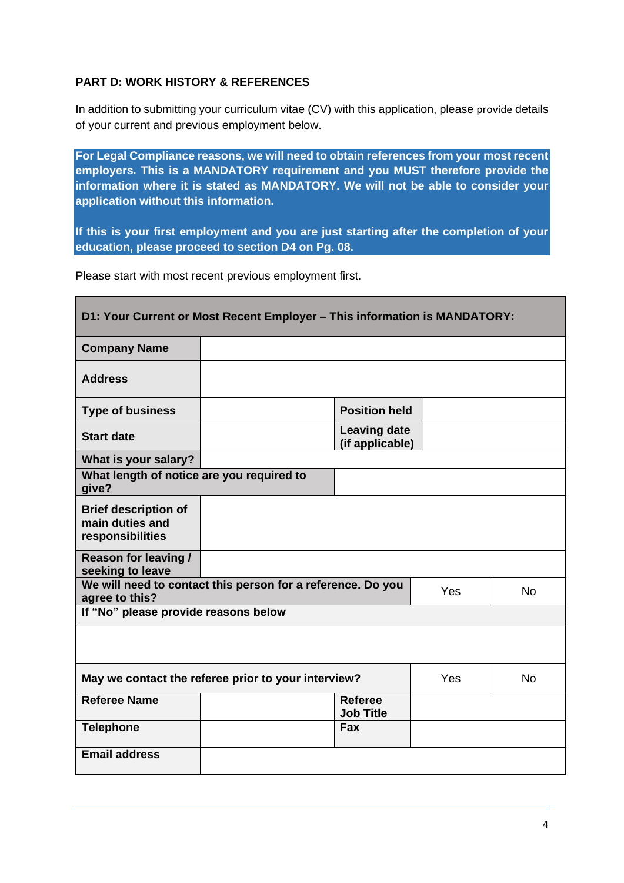**PART D: WORK HISTORY & REFERENCES**

In addition to submitting your curriculum vitae (CV) with this application, please provide details of your current and previous employment below.

**For Legal Compliance reasons, we will need to obtain references from your most recent employers. This is a MANDATORY requirement and you MUST therefore provide the information where it is stated as MANDATORY. We will not be able to consider your application without this information.**

**If this is your first employment and you are just starting after the completion of your education, please proceed to section D4 on Pg. 08.**

Please start with most recent previous employment first.

| **D1: Your Current or Most Recent Employer – This information is MANDATORY:** | | | | |
|---|---|---|---|---|
| **Company Name** | | | | |
| **Address** | | | | |
| **Type of business** | | **Position held** | | |
| **Start date** | | **Leaving date (if applicable)** | | |
| **What is your salary?** | | | | |
| **What length of notice are you required to give?** | | | | |
| **Brief description of main duties and responsibilities** | | | | |
| **Reason for leaving / seeking to leave** | | | | |
| **We will need to contact this person for a reference. Do you agree to this?** | | | Yes | No |
| **If "No" please provide reasons below** | | | | |
| | | | | |
| **May we contact the referee prior to your interview?** | | | Yes | No |
| **Referee Name** | | **Referee Job Title** | | |
| **Telephone** | | **Fax** | | |
| **Email address** | | | | |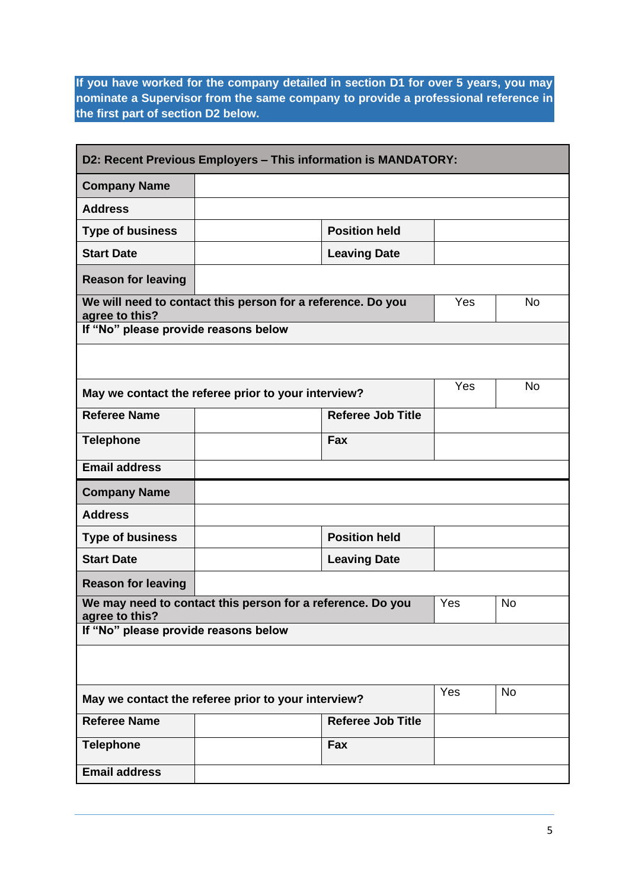**If you have worked for the company detailed in section D1 for over 5 years, you may nominate a Supervisor from the same company to provide a professional reference in the first part of section D2 below.**

| **D2: Recent Previous Employers – This information is MANDATORY:** | | | | |
|---|---|---|---|---|
| **Company Name** | | | | |
| **Address** | | | | |
| **Type of business** | | **Position held** | | |
| **Start Date** | | **Leaving Date** | | |
| **Reason for leaving** | | | | |
| **We will need to contact this person for a reference. Do you agree to this?** | | | Yes | No |
| **If "No" please provide reasons below** | | | | |
| | | | | |
| **May we contact the referee prior to your interview?** | | | Yes | No |
| **Referee Name** | | **Referee Job Title** | | |
| **Telephone** | | **Fax** | | |
| **Email address** | | | | |
| **Company Name** | | | | |
| **Address** | | | | |
| **Type of business** | | **Position held** | | |
| **Start Date** | | **Leaving Date** | | |
| **Reason for leaving** | | | | |
| **We may need to contact this person for a reference. Do you agree to this?** | | | Yes | No |
| **If "No" please provide reasons below** | | | | |
| | | | | |
| **May we contact the referee prior to your interview?** | | | Yes | No |
| **Referee Name** | | **Referee Job Title** | | |
| **Telephone** | | **Fax** | | |
| **Email address** | | | | |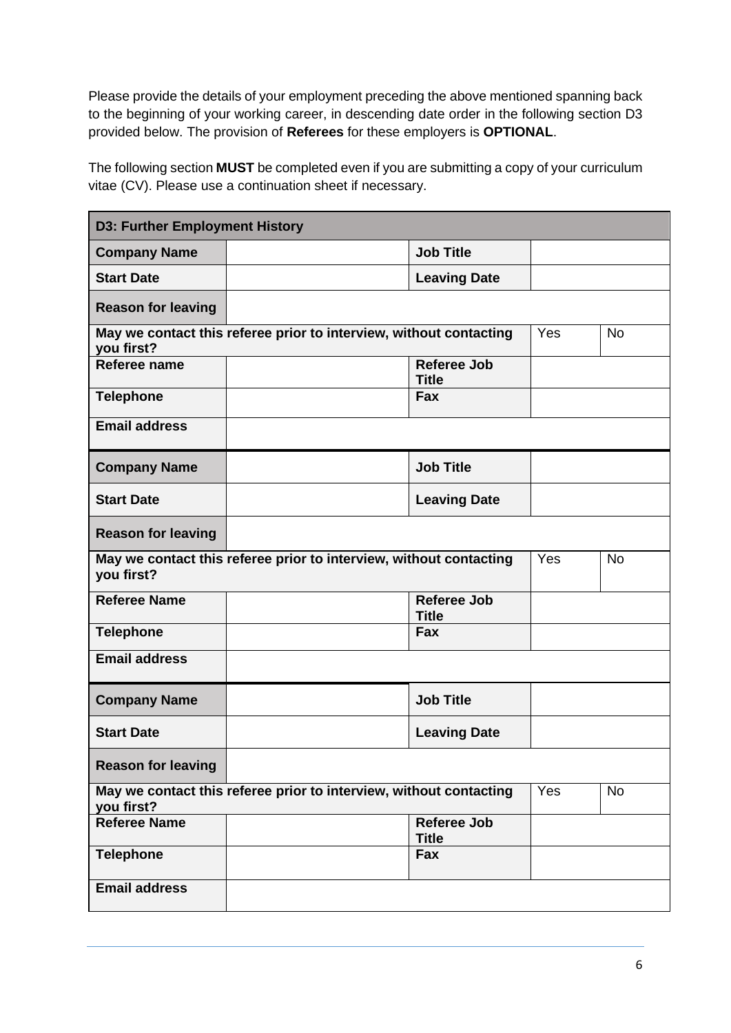Please provide the details of your employment preceding the above mentioned spanning back to the beginning of your working career, in descending date order in the following section D3 provided below. The provision of **Referees** for these employers is **OPTIONAL**.

The following section **MUST** be completed even if you are submitting a copy of your curriculum vitae (CV). Please use a continuation sheet if necessary.

| **D3: Further Employment History** | | | | |
|---|---|---|---|---|
| **Company Name** | | **Job Title** | | |
| **Start Date** | | **Leaving Date** | | |
| **Reason for leaving** | | | | |
| **May we contact this referee prior to interview, without contacting you first?** | | | Yes | No |
| **Referee name** | | **Referee Job Title** | | |
| **Telephone** | | **Fax** | | |
| **Email address** | | | | |
| **Company Name** | | **Job Title** | | |
| **Start Date** | | **Leaving Date** | | |
| **Reason for leaving** | | | | |
| **May we contact this referee prior to interview, without contacting you first?** | | | Yes | No |
| **Referee Name** | | **Referee Job Title** | | |
| **Telephone** | | **Fax** | | |
| **Email address** | | | | |
| **Company Name** | | **Job Title** | | |
| **Start Date** | | **Leaving Date** | | |
| **Reason for leaving** | | | | |
| **May we contact this referee prior to interview, without contacting you first?** | | | Yes | No |
| **Referee Name** | | **Referee Job Title** | | |
| **Telephone** | | **Fax** | | |
| **Email address** | | | | |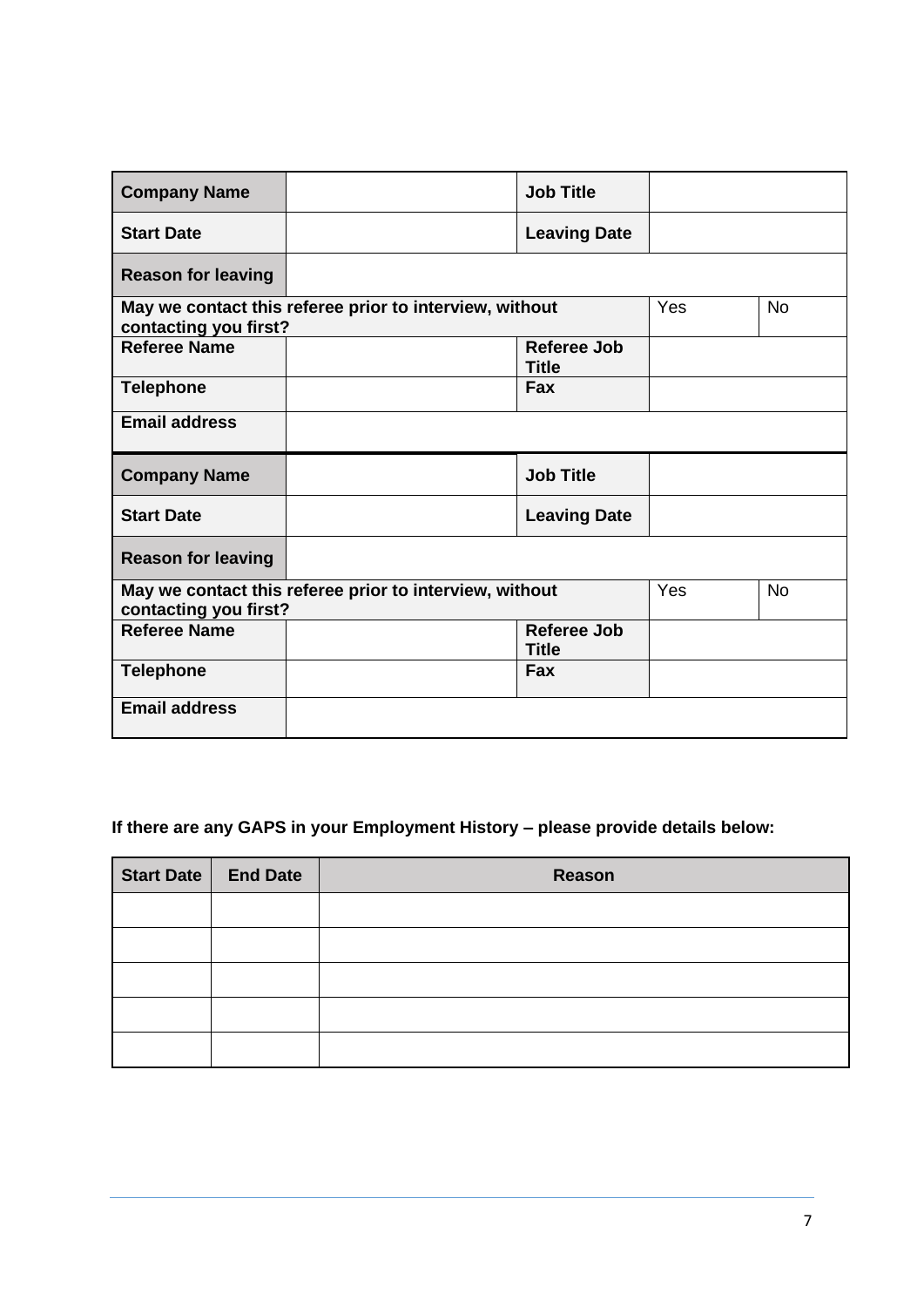| Company Name | | Job Title | | |
| --- | --- | --- | --- | --- |
| Start Date | | Leaving Date | | |
| Reason for leaving | | | | |
| May we contact this referee prior to interview, without contacting you first? | | | Yes | No |
| Referee Name | | Referee Job Title | | |
| Telephone | | Fax | | |
| Email address | | | | |
| Company Name | | Job Title | | |
| Start Date | | Leaving Date | | |
| Reason for leaving | | | | |
| May we contact this referee prior to interview, without contacting you first? | | | Yes | No |
| Referee Name | | Referee Job Title | | |
| Telephone | | Fax | | |
| Email address | | | | |

**If there are any GAPS in your Employment History – please provide details below:**

| Start Date | End Date | Reason |
| --- | --- | --- |
| | | |
| | | |
| | | |
| | | |
| | | |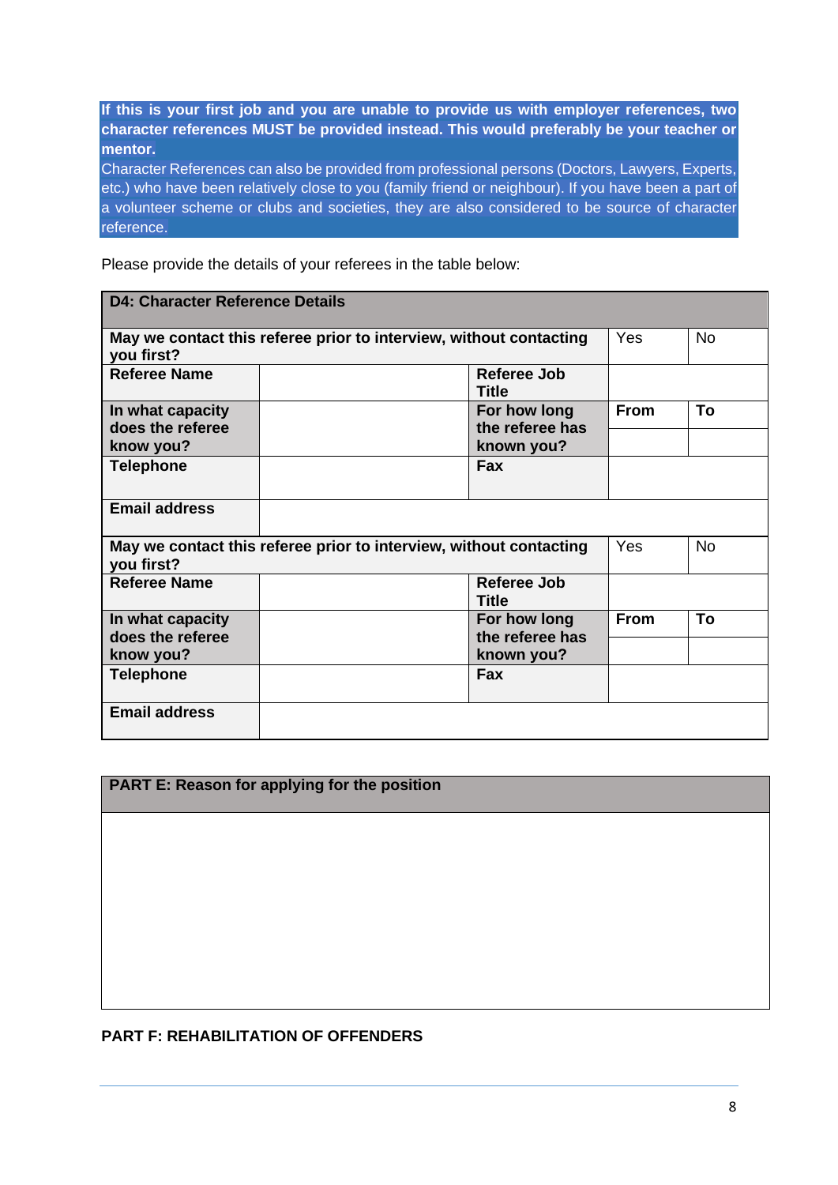**If this is your first job and you are unable to provide us with employer references, two character references MUST be provided instead. This would preferably be your teacher or mentor.**

Character References can also be provided from professional persons (Doctors, Lawyers, Experts, etc.) who have been relatively close to you (family friend or neighbour). If you have been a part of a volunteer scheme or clubs and societies, they are also considered to be source of character reference.

Please provide the details of your referees in the table below:

| **D4: Character Reference Details** | | | | |
|---|---|---|---|---|
| **May we contact this referee prior to interview, without contacting you first?** | | | Yes | No |
| **Referee Name** | | **Referee Job Title** | | |
| **In what capacity does the referee know you?** | | **For how long the referee has known you?** | **From** | **To** |
| | | | | |
| **Telephone** | | **Fax** | | |
| **Email address** | | | | |
| **May we contact this referee prior to interview, without contacting you first?** | | | Yes | No |
| **Referee Name** | | **Referee Job Title** | | |
| **In what capacity does the referee know you?** | | **For how long the referee has known you?** | **From** | **To** |
| | | | | |
| **Telephone** | | **Fax** | | |
| **Email address** | | | | |

| **PART E: Reason for applying for the position** |
|---|
| |

**PART F: REHABILITATION OF OFFENDERS**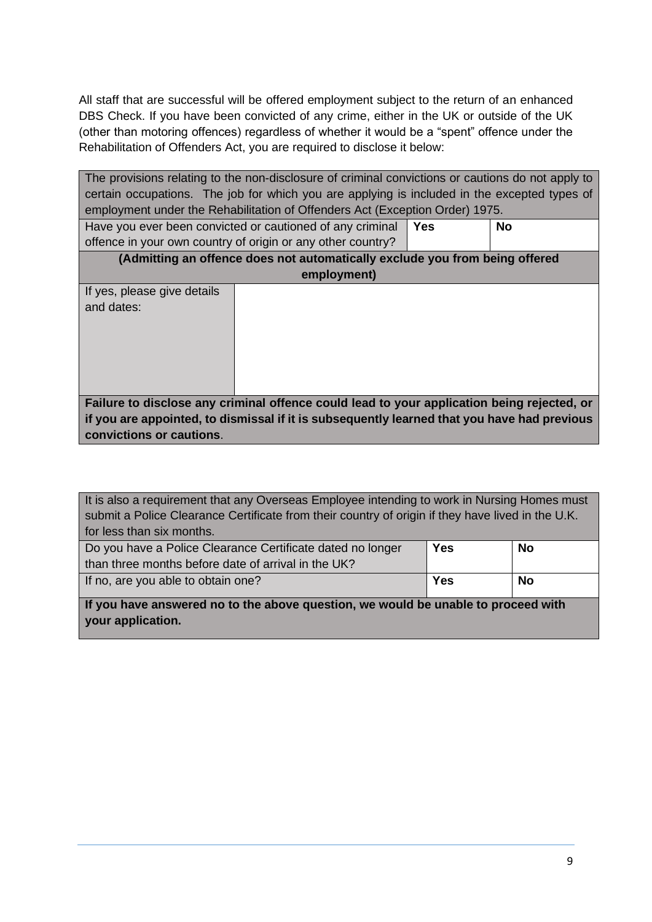All staff that are successful will be offered employment subject to the return of an enhanced DBS Check. If you have been convicted of any crime, either in the UK or outside of the UK (other than motoring offences) regardless of whether it would be a "spent" offence under the Rehabilitation of Offenders Act, you are required to disclose it below:

| The provisions relating to the non-disclosure of criminal convictions or cautions do not apply to certain occupations. The job for which you are applying is included in the excepted types of employment under the Rehabilitation of Offenders Act (Exception Order) 1975. | | | |
|---|---|---|---|
| Have you ever been convicted or cautioned of any criminal offence in your own country of origin or any other country? | | **Yes** | **No** |
| **(Admitting an offence does not automatically exclude you from being offered employment)** | | | |
| If yes, please give details and dates: | | | |
| **Failure to disclose any criminal offence could lead to your application being rejected, or if you are appointed, to dismissal if it is subsequently learned that you have had previous convictions or cautions**. | | | |

| It is also a requirement that any Overseas Employee intending to work in Nursing Homes must submit a Police Clearance Certificate from their country of origin if they have lived in the U.K. for less than six months. | | |
|---|---|---|
| Do you have a Police Clearance Certificate dated no longer than three months before date of arrival in the UK? | **Yes** | **No** |
| If no, are you able to obtain one? | **Yes** | **No** |
| **If you have answered no to the above question, we would be unable to proceed with your application.** | | |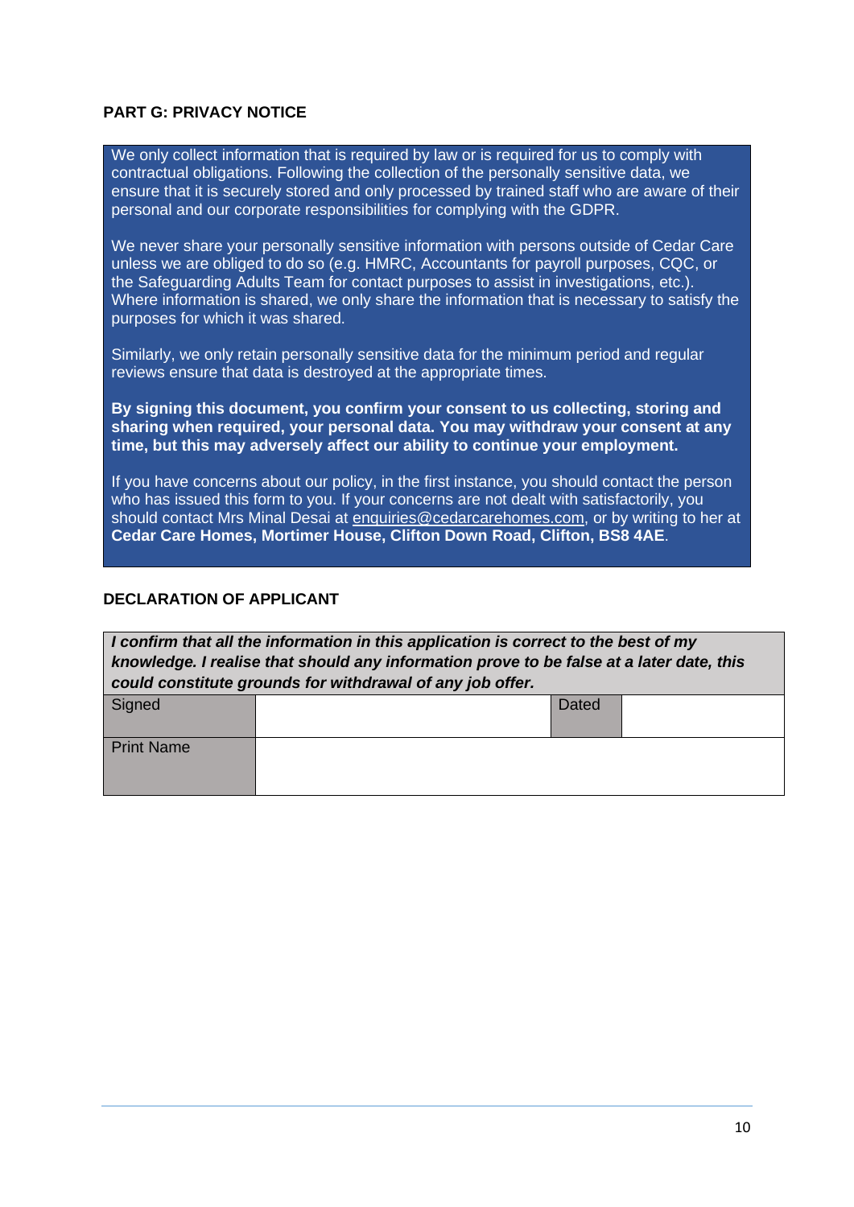**PART G: PRIVACY NOTICE**

We only collect information that is required by law or is required for us to comply with contractual obligations. Following the collection of the personally sensitive data, we ensure that it is securely stored and only processed by trained staff who are aware of their personal and our corporate responsibilities for complying with the GDPR.

We never share your personally sensitive information with persons outside of Cedar Care unless we are obliged to do so (e.g. HMRC, Accountants for payroll purposes, CQC, or the Safeguarding Adults Team for contact purposes to assist in investigations, etc.). Where information is shared, we only share the information that is necessary to satisfy the purposes for which it was shared.

Similarly, we only retain personally sensitive data for the minimum period and regular reviews ensure that data is destroyed at the appropriate times.

**By signing this document, you confirm your consent to us collecting, storing and sharing when required, your personal data. You may withdraw your consent at any time, but this may adversely affect our ability to continue your employment.**

If you have concerns about our policy, in the first instance, you should contact the person who has issued this form to you. If your concerns are not dealt with satisfactorily, you should contact Mrs Minal Desai at enquiries@cedarcarehomes.com, or by writing to her at **Cedar Care Homes, Mortimer House, Clifton Down Road, Clifton, BS8 4AE**.

**DECLARATION OF APPLICANT**

***I confirm that all the information in this application is correct to the best of my knowledge. I realise that should any information prove to be false at a later date, this could constitute grounds for withdrawal of any job offer.***

| Signed | | Dated | |
|---|---|---|---|
| Print Name | | | |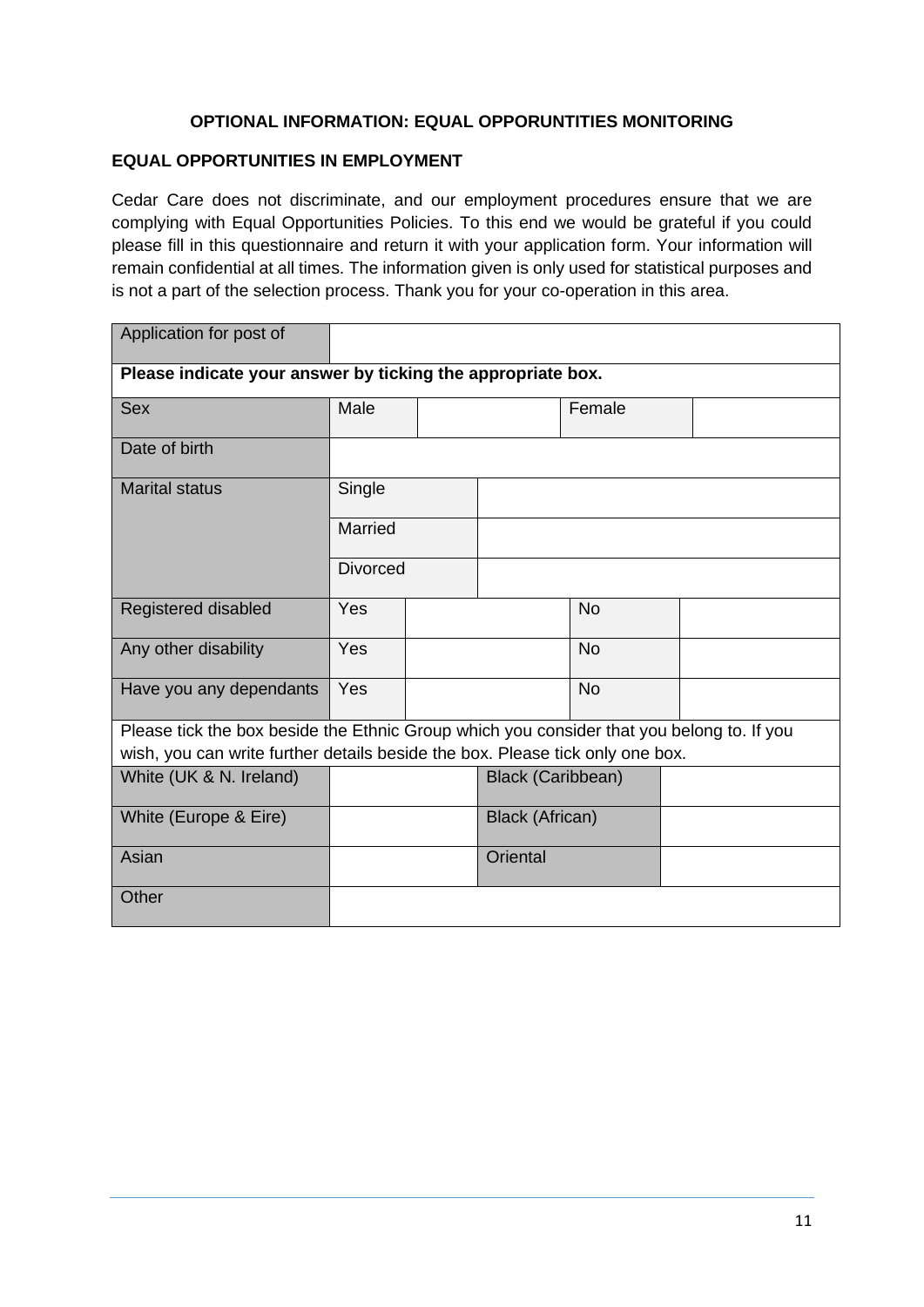**OPTIONAL INFORMATION: EQUAL OPPORUNTITIES MONITORING**

**EQUAL OPPORTUNITIES IN EMPLOYMENT**

Cedar Care does not discriminate, and our employment procedures ensure that we are complying with Equal Opportunities Policies. To this end we would be grateful if you could please fill in this questionnaire and return it with your application form. Your information will remain confidential at all times. The information given is only used for statistical purposes and is not a part of the selection process. Thank you for your co-operation in this area.

| Application for post of | | | | |
|---|---|---|---|---|
| **Please indicate your answer by ticking the appropriate box.** | | | | |
| Sex | Male | | Female | |
| Date of birth | | | | |
| Marital status | Single | | | |
| | Married | | | |
| | Divorced | | | |
| Registered disabled | Yes | | No | |
| Any other disability | Yes | | No | |
| Have you any dependants | Yes | | No | |
| Please tick the box beside the Ethnic Group which you consider that you belong to. If you wish, you can write further details beside the box. Please tick only one box. | | | | |
| White (UK & N. Ireland) | | Black (Caribbean) | | |
| White (Europe & Eire) | | Black (African) | | |
| Asian | | Oriental | | |
| Other | | | | |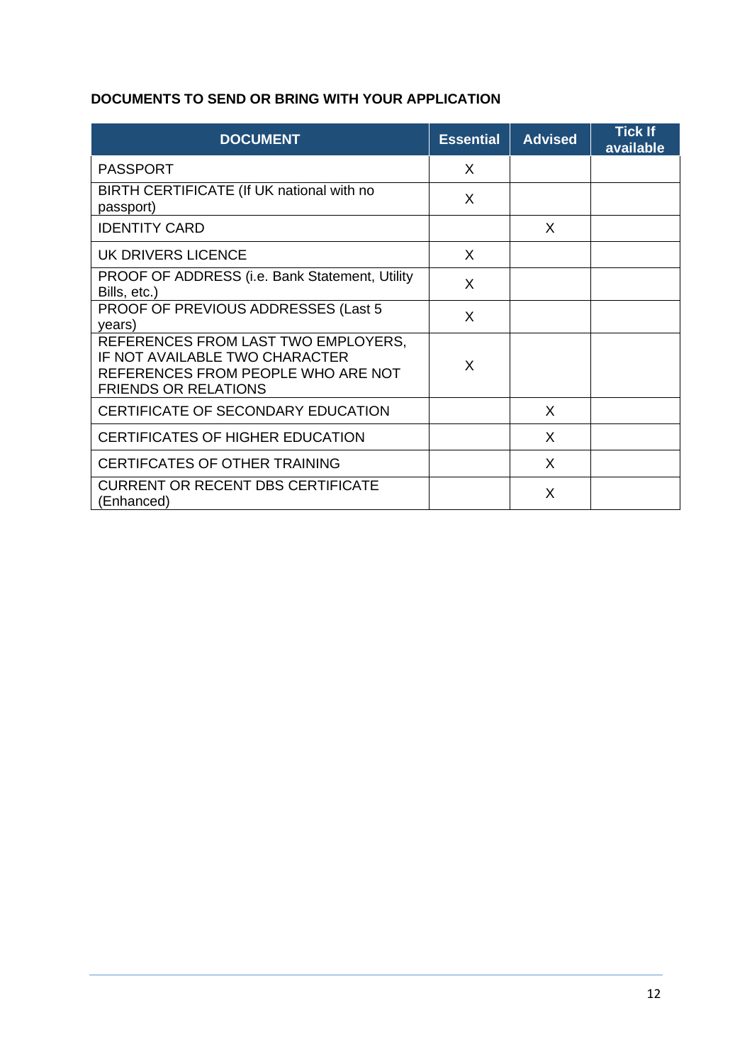**DOCUMENTS TO SEND OR BRING WITH YOUR APPLICATION**

| DOCUMENT | Essential | Advised | Tick If available |
|---|---|---|---|
| PASSPORT | X | | |
| BIRTH CERTIFICATE (If UK national with no passport) | X | | |
| IDENTITY CARD | | X | |
| UK DRIVERS LICENCE | X | | |
| PROOF OF ADDRESS (i.e. Bank Statement, Utility Bills, etc.) | X | | |
| PROOF OF PREVIOUS ADDRESSES (Last 5 years) | X | | |
| REFERENCES FROM LAST TWO EMPLOYERS, IF NOT AVAILABLE TWO CHARACTER REFERENCES FROM PEOPLE WHO ARE NOT FRIENDS OR RELATIONS | X | | |
| CERTIFICATE OF SECONDARY EDUCATION | | X | |
| CERTIFICATES OF HIGHER EDUCATION | | X | |
| CERTIFCATES OF OTHER TRAINING | | X | |
| CURRENT OR RECENT DBS CERTIFICATE (Enhanced) | | X | |